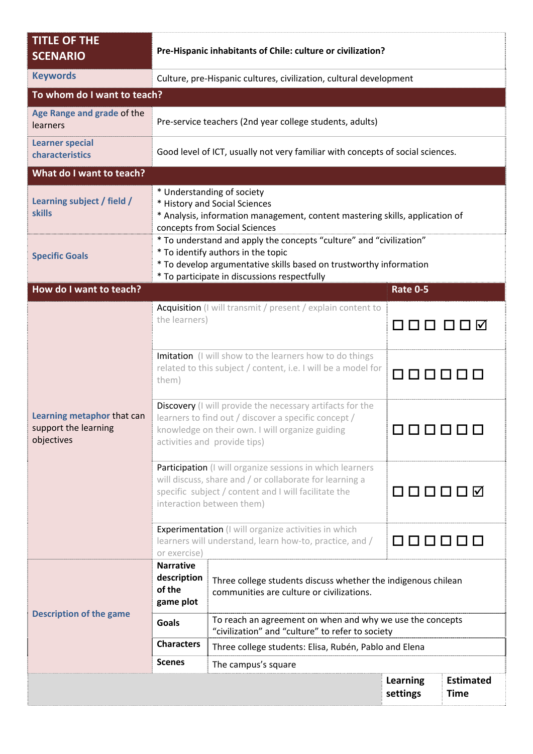| TITLE OF THE SCENARIO | Pre-Hispanic inhabitants of Chile: culture or civilization? | | |
|---|---|---|---|
| **Keywords** | Culture, pre-Hispanic cultures, civilization, cultural development | | |
| **To whom do I want to teach?** | | | |
| **Age Range and grade** of the learners | Pre-service teachers (2nd year college students, adults) | | |
| **Learner special characteristics** | Good level of ICT, usually not very familiar with concepts of social sciences. | | |
| **What do I want to teach?** | | | |
| **Learning subject / field / skills** | * Understanding of society<br>* History and Social Sciences<br>* Analysis, information management, content mastering skills, application of concepts from Social Sciences | | |
| **Specific Goals** | * To understand and apply the concepts "culture" and "civilization"<br>* To identify authors in the topic<br>* To develop argumentative skills based on trustworthy information<br>* To participate in discussions respectfully | | |
| **How do I want to teach?** | | **Rate 0-5** | |
| **Learning metaphor** that can support the learning objectives | Acquisition (I will transmit / present / explain content to the learners) | ☐ ☐ ☐ ☐ ☐ ☑ | |
| | Imitation (I will show to the learners how to do things related to this subject / content, i.e. I will be a model for them) | ☐ ☐ ☐ ☐ ☐ ☐ | |
| | Discovery (I will provide the necessary artifacts for the learners to find out / discover a specific concept / knowledge on their own. I will organize guiding activities and provide tips) | ☐ ☐ ☐ ☐ ☐ ☐ | |
| | Participation (I will organize sessions in which learners will discuss, share and / or collaborate for learning a specific subject / content and I will facilitate the interaction between them) | ☐ ☐ ☐ ☐ ☐ ☑ | |
| | Experimentation (I will organize activities in which learners will understand, learn how-to, practice, and / or exercise) | ☐ ☐ ☐ ☐ ☐ ☐ | |
| **Description of the game** | **Narrative description of the game plot** | Three college students discuss whether the indigenous chilean communities are culture or civilizations. | |
| | **Goals** | To reach an agreement on when and why we use the concepts "civilization" and "culture" to refer to society | |
| | **Characters** | Three college students: Elisa, Rubén, Pablo and Elena | |
| | **Scenes** | The campus's square | |
| | | **Learning settings** | **Estimated Time** |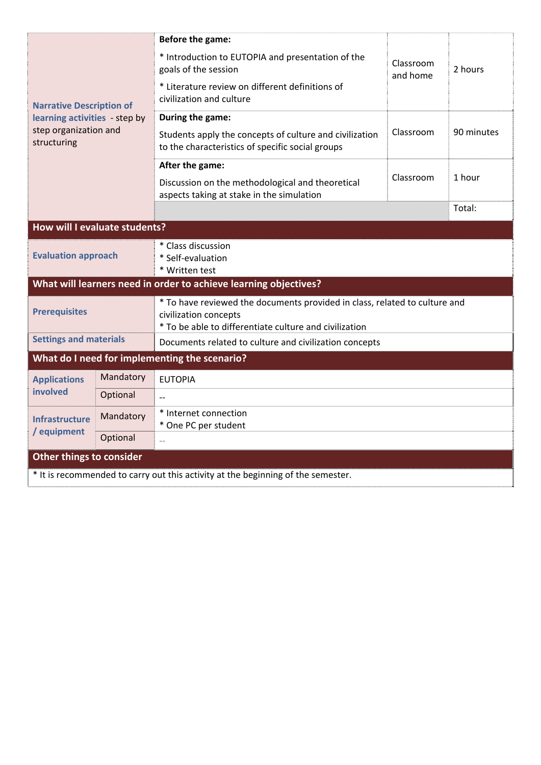| | | | |
|---|---|---|---|
| **Narrative Description of learning activities** - step by step organization and structuring | **Before the game:**<br>* Introduction to EUTOPIA and presentation of the goals of the session<br>* Literature review on different definitions of civilization and culture | Classroom and home | 2 hours |
| | **During the game:**<br>Students apply the concepts of culture and civilization to the characteristics of specific social groups | Classroom | 90 minutes |
| | **After the game:**<br>Discussion on the methodological and theoretical aspects taking at stake in the simulation | Classroom | 1 hour |
| | | | Total: |

## How will I evaluate students?

| | |
|---|---|
| **Evaluation approach** | * Class discussion<br>* Self-evaluation<br>* Written test |

## What will learners need in order to achieve learning objectives?

| | |
|---|---|
| **Prerequisites** | * To have reviewed the documents provided in class, related to culture and civilization concepts<br>* To be able to differentiate culture and civilization |
| **Settings and materials** | Documents related to culture and civilization concepts |

## What do I need for implementing the scenario?

| | | |
|---|---|---|
| **Applications involved** | Mandatory | EUTOPIA |
| | Optional | -- |
| **Infrastructure / equipment** | Mandatory | * Internet connection<br>* One PC per student |
| | Optional | -- |

## Other things to consider

* It is recommended to carry out this activity at the beginning of the semester.